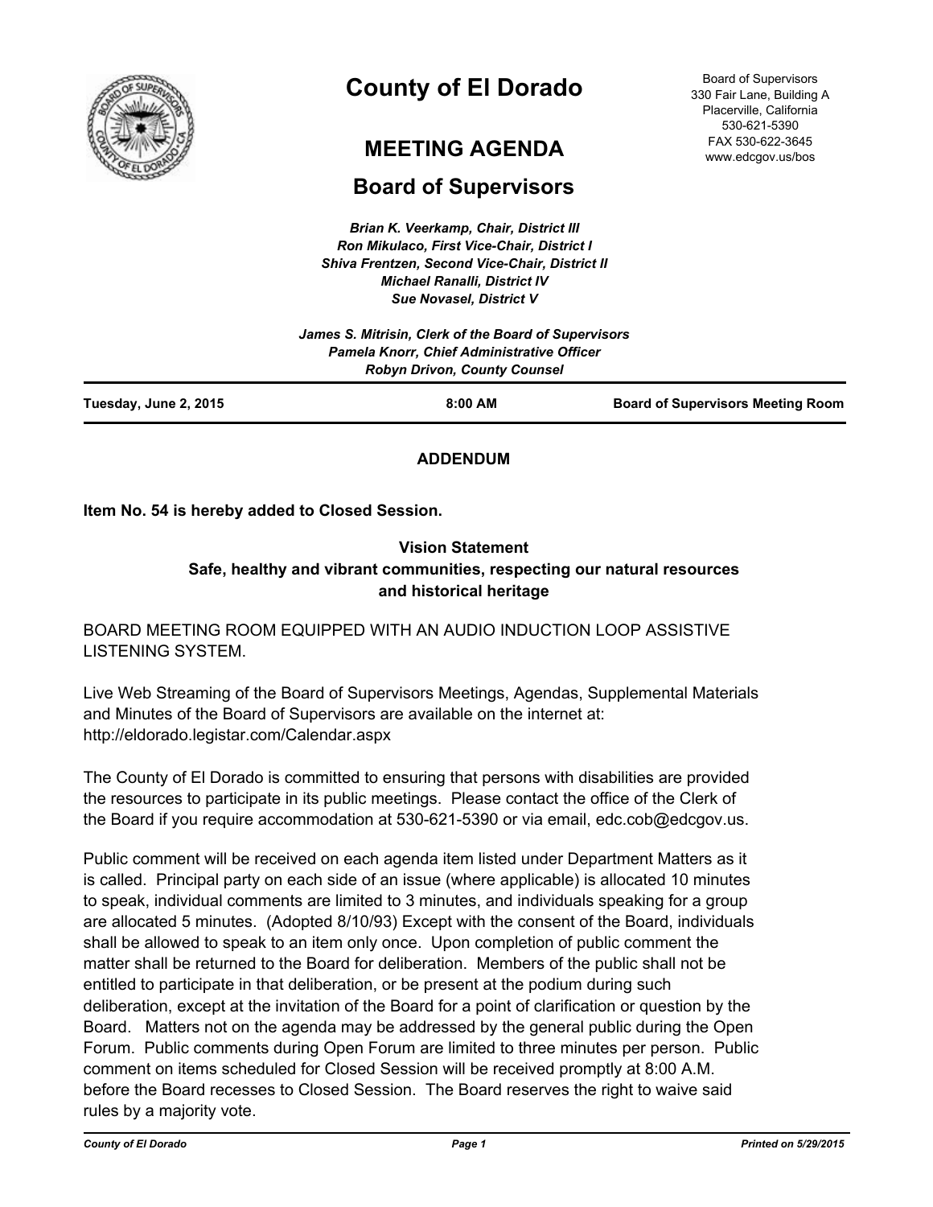# County of El Dorado

## MEETING AGENDA

## Board of Supervisors

Board of Supervisors
330 Fair Lane, Building A
Placerville, California
530-621-5390
FAX 530-622-3645
www.edcgov.us/bos

*Brian K. Veerkamp, Chair, District III*
*Ron Mikulaco, First Vice-Chair, District I*
*Shiva Frentzen, Second Vice-Chair, District II*
*Michael Ranalli, District IV*
*Sue Novasel, District V*

*James S. Mitrisin, Clerk of the Board of Supervisors*
*Pamela Knorr, Chief Administrative Officer*
*Robyn Drivon, County Counsel*

**Tuesday, June 2, 2015** | **8:00 AM** | **Board of Supervisors Meeting Room**

**ADDENDUM**

**Item No. 54 is hereby added to Closed Session.**

**Vision Statement**
**Safe, healthy and vibrant communities, respecting our natural resources and historical heritage**

BOARD MEETING ROOM EQUIPPED WITH AN AUDIO INDUCTION LOOP ASSISTIVE LISTENING SYSTEM.

Live Web Streaming of the Board of Supervisors Meetings, Agendas, Supplemental Materials and Minutes of the Board of Supervisors are available on the internet at: http://eldorado.legistar.com/Calendar.aspx

The County of El Dorado is committed to ensuring that persons with disabilities are provided the resources to participate in its public meetings. Please contact the office of the Clerk of the Board if you require accommodation at 530-621-5390 or via email, edc.cob@edcgov.us.

Public comment will be received on each agenda item listed under Department Matters as it is called. Principal party on each side of an issue (where applicable) is allocated 10 minutes to speak, individual comments are limited to 3 minutes, and individuals speaking for a group are allocated 5 minutes. (Adopted 8/10/93) Except with the consent of the Board, individuals shall be allowed to speak to an item only once. Upon completion of public comment the matter shall be returned to the Board for deliberation. Members of the public shall not be entitled to participate in that deliberation, or be present at the podium during such deliberation, except at the invitation of the Board for a point of clarification or question by the Board. Matters not on the agenda may be addressed by the general public during the Open Forum. Public comments during Open Forum are limited to three minutes per person. Public comment on items scheduled for Closed Session will be received promptly at 8:00 A.M. before the Board recesses to Closed Session. The Board reserves the right to waive said rules by a majority vote.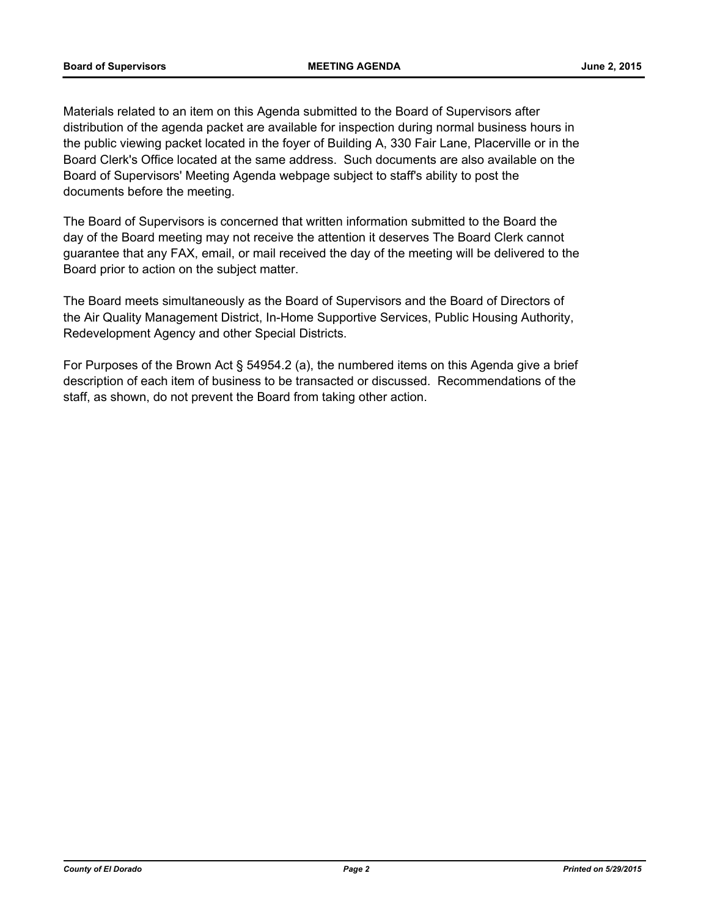Materials related to an item on this Agenda submitted to the Board of Supervisors after distribution of the agenda packet are available for inspection during normal business hours in the public viewing packet located in the foyer of Building A, 330 Fair Lane, Placerville or in the Board Clerk's Office located at the same address. Such documents are also available on the Board of Supervisors' Meeting Agenda webpage subject to staff's ability to post the documents before the meeting.

The Board of Supervisors is concerned that written information submitted to the Board the day of the Board meeting may not receive the attention it deserves The Board Clerk cannot guarantee that any FAX, email, or mail received the day of the meeting will be delivered to the Board prior to action on the subject matter.

The Board meets simultaneously as the Board of Supervisors and the Board of Directors of the Air Quality Management District, In-Home Supportive Services, Public Housing Authority, Redevelopment Agency and other Special Districts.

For Purposes of the Brown Act § 54954.2 (a), the numbered items on this Agenda give a brief description of each item of business to be transacted or discussed. Recommendations of the staff, as shown, do not prevent the Board from taking other action.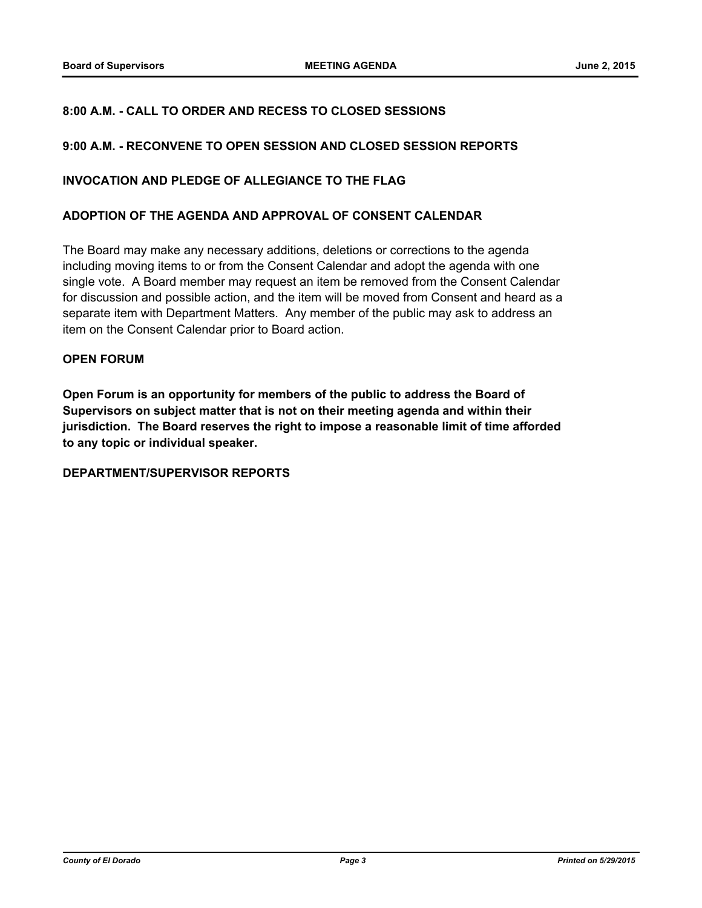## 8:00 A.M. - CALL TO ORDER AND RECESS TO CLOSED SESSIONS

## 9:00 A.M. - RECONVENE TO OPEN SESSION AND CLOSED SESSION REPORTS

## INVOCATION AND PLEDGE OF ALLEGIANCE TO THE FLAG

## ADOPTION OF THE AGENDA AND APPROVAL OF CONSENT CALENDAR

The Board may make any necessary additions, deletions or corrections to the agenda including moving items to or from the Consent Calendar and adopt the agenda with one single vote. A Board member may request an item be removed from the Consent Calendar for discussion and possible action, and the item will be moved from Consent and heard as a separate item with Department Matters. Any member of the public may ask to address an item on the Consent Calendar prior to Board action.

## OPEN FORUM

**Open Forum is an opportunity for members of the public to address the Board of Supervisors on subject matter that is not on their meeting agenda and within their jurisdiction. The Board reserves the right to impose a reasonable limit of time afforded to any topic or individual speaker.**

## DEPARTMENT/SUPERVISOR REPORTS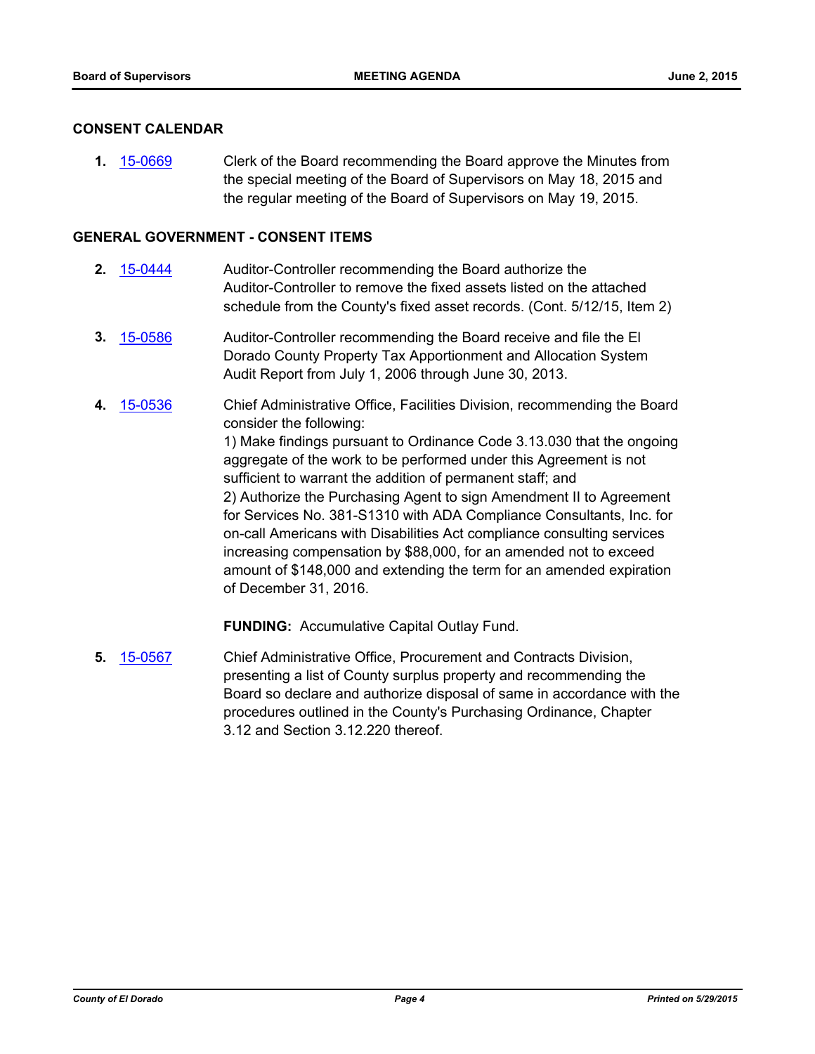## CONSENT CALENDAR

**1.** 15-0669 Clerk of the Board recommending the Board approve the Minutes from the special meeting of the Board of Supervisors on May 18, 2015 and the regular meeting of the Board of Supervisors on May 19, 2015.

## GENERAL GOVERNMENT - CONSENT ITEMS

**2.** 15-0444 Auditor-Controller recommending the Board authorize the Auditor-Controller to remove the fixed assets listed on the attached schedule from the County's fixed asset records. (Cont. 5/12/15, Item 2)

**3.** 15-0586 Auditor-Controller recommending the Board receive and file the El Dorado County Property Tax Apportionment and Allocation System Audit Report from July 1, 2006 through June 30, 2013.

**4.** 15-0536 Chief Administrative Office, Facilities Division, recommending the Board consider the following:
1) Make findings pursuant to Ordinance Code 3.13.030 that the ongoing aggregate of the work to be performed under this Agreement is not sufficient to warrant the addition of permanent staff; and
2) Authorize the Purchasing Agent to sign Amendment II to Agreement for Services No. 381-S1310 with ADA Compliance Consultants, Inc. for on-call Americans with Disabilities Act compliance consulting services increasing compensation by $88,000, for an amended not to exceed amount of $148,000 and extending the term for an amended expiration of December 31, 2016.

**FUNDING:** Accumulative Capital Outlay Fund.

**5.** 15-0567 Chief Administrative Office, Procurement and Contracts Division, presenting a list of County surplus property and recommending the Board so declare and authorize disposal of same in accordance with the procedures outlined in the County's Purchasing Ordinance, Chapter 3.12 and Section 3.12.220 thereof.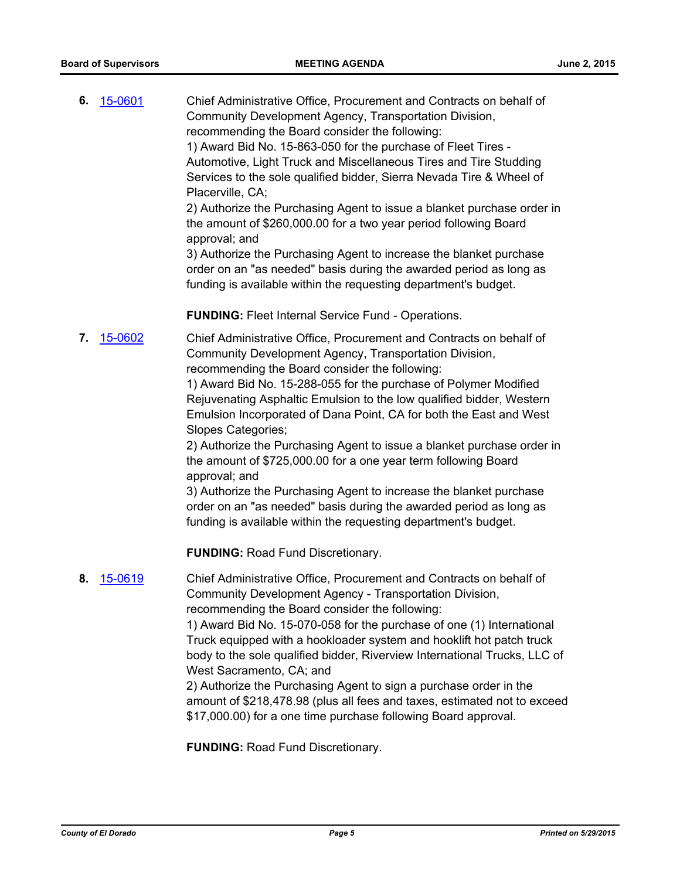**6.** 15-0601

Chief Administrative Office, Procurement and Contracts on behalf of Community Development Agency, Transportation Division, recommending the Board consider the following:

1) Award Bid No. 15-863-050 for the purchase of Fleet Tires - Automotive, Light Truck and Miscellaneous Tires and Tire Studding Services to the sole qualified bidder, Sierra Nevada Tire & Wheel of Placerville, CA;

2) Authorize the Purchasing Agent to issue a blanket purchase order in the amount of $260,000.00 for a two year period following Board approval; and

3) Authorize the Purchasing Agent to increase the blanket purchase order on an "as needed" basis during the awarded period as long as funding is available within the requesting department's budget.

**FUNDING:** Fleet Internal Service Fund - Operations.

**7.** 15-0602

Chief Administrative Office, Procurement and Contracts on behalf of Community Development Agency, Transportation Division, recommending the Board consider the following:

1) Award Bid No. 15-288-055 for the purchase of Polymer Modified Rejuvenating Asphaltic Emulsion to the low qualified bidder, Western Emulsion Incorporated of Dana Point, CA for both the East and West Slopes Categories;

2) Authorize the Purchasing Agent to issue a blanket purchase order in the amount of $725,000.00 for a one year term following Board approval; and

3) Authorize the Purchasing Agent to increase the blanket purchase order on an "as needed" basis during the awarded period as long as funding is available within the requesting department's budget.

**FUNDING:** Road Fund Discretionary.

**8.** 15-0619

Chief Administrative Office, Procurement and Contracts on behalf of Community Development Agency - Transportation Division, recommending the Board consider the following:

1) Award Bid No. 15-070-058 for the purchase of one (1) International Truck equipped with a hookloader system and hooklift hot patch truck body to the sole qualified bidder, Riverview International Trucks, LLC of West Sacramento, CA; and

2) Authorize the Purchasing Agent to sign a purchase order in the amount of $218,478.98 (plus all fees and taxes, estimated not to exceed $17,000.00) for a one time purchase following Board approval.

**FUNDING:** Road Fund Discretionary.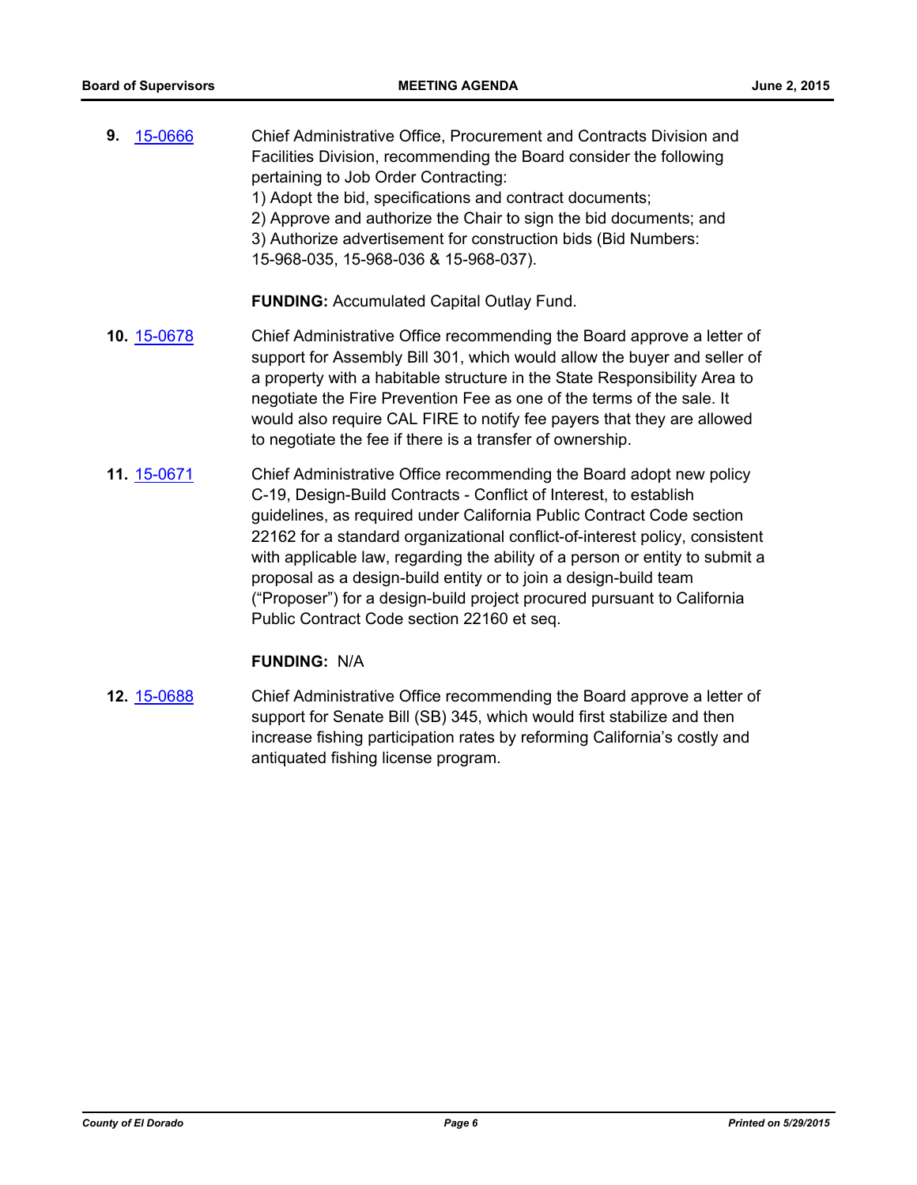**9.** 15-0666 Chief Administrative Office, Procurement and Contracts Division and Facilities Division, recommending the Board consider the following pertaining to Job Order Contracting:
1) Adopt the bid, specifications and contract documents;
2) Approve and authorize the Chair to sign the bid documents; and
3) Authorize advertisement for construction bids (Bid Numbers: 15-968-035, 15-968-036 & 15-968-037).

**FUNDING:** Accumulated Capital Outlay Fund.

**10.** 15-0678 Chief Administrative Office recommending the Board approve a letter of support for Assembly Bill 301, which would allow the buyer and seller of a property with a habitable structure in the State Responsibility Area to negotiate the Fire Prevention Fee as one of the terms of the sale. It would also require CAL FIRE to notify fee payers that they are allowed to negotiate the fee if there is a transfer of ownership.

**11.** 15-0671 Chief Administrative Office recommending the Board adopt new policy C-19, Design-Build Contracts - Conflict of Interest, to establish guidelines, as required under California Public Contract Code section 22162 for a standard organizational conflict-of-interest policy, consistent with applicable law, regarding the ability of a person or entity to submit a proposal as a design-build entity or to join a design-build team ("Proposer") for a design-build project procured pursuant to California Public Contract Code section 22160 et seq.

**FUNDING:** N/A

**12.** 15-0688 Chief Administrative Office recommending the Board approve a letter of support for Senate Bill (SB) 345, which would first stabilize and then increase fishing participation rates by reforming California's costly and antiquated fishing license program.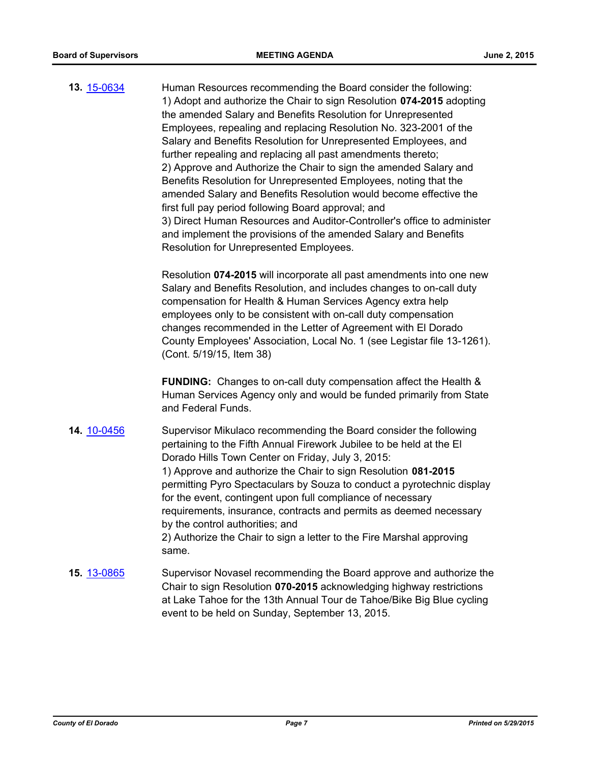**13.** [15-0634](15-0634)

Human Resources recommending the Board consider the following:
1) Adopt and authorize the Chair to sign Resolution **074-2015** adopting the amended Salary and Benefits Resolution for Unrepresented Employees, repealing and replacing Resolution No. 323-2001 of the Salary and Benefits Resolution for Unrepresented Employees, and further repealing and replacing all past amendments thereto;
2) Approve and Authorize the Chair to sign the amended Salary and Benefits Resolution for Unrepresented Employees, noting that the amended Salary and Benefits Resolution would become effective the first full pay period following Board approval; and
3) Direct Human Resources and Auditor-Controller's office to administer and implement the provisions of the amended Salary and Benefits Resolution for Unrepresented Employees.

Resolution **074-2015** will incorporate all past amendments into one new Salary and Benefits Resolution, and includes changes to on-call duty compensation for Health & Human Services Agency extra help employees only to be consistent with on-call duty compensation changes recommended in the Letter of Agreement with El Dorado County Employees' Association, Local No. 1 (see Legistar file 13-1261). (Cont. 5/19/15, Item 38)

**FUNDING:** Changes to on-call duty compensation affect the Health & Human Services Agency only and would be funded primarily from State and Federal Funds.

**14.** [10-0456](10-0456)

Supervisor Mikulaco recommending the Board consider the following pertaining to the Fifth Annual Firework Jubilee to be held at the El Dorado Hills Town Center on Friday, July 3, 2015:
1) Approve and authorize the Chair to sign Resolution **081-2015** permitting Pyro Spectaculars by Souza to conduct a pyrotechnic display for the event, contingent upon full compliance of necessary requirements, insurance, contracts and permits as deemed necessary by the control authorities; and
2) Authorize the Chair to sign a letter to the Fire Marshal approving same.

**15.** [13-0865](13-0865)

Supervisor Novasel recommending the Board approve and authorize the Chair to sign Resolution **070-2015** acknowledging highway restrictions at Lake Tahoe for the 13th Annual Tour de Tahoe/Bike Big Blue cycling event to be held on Sunday, September 13, 2015.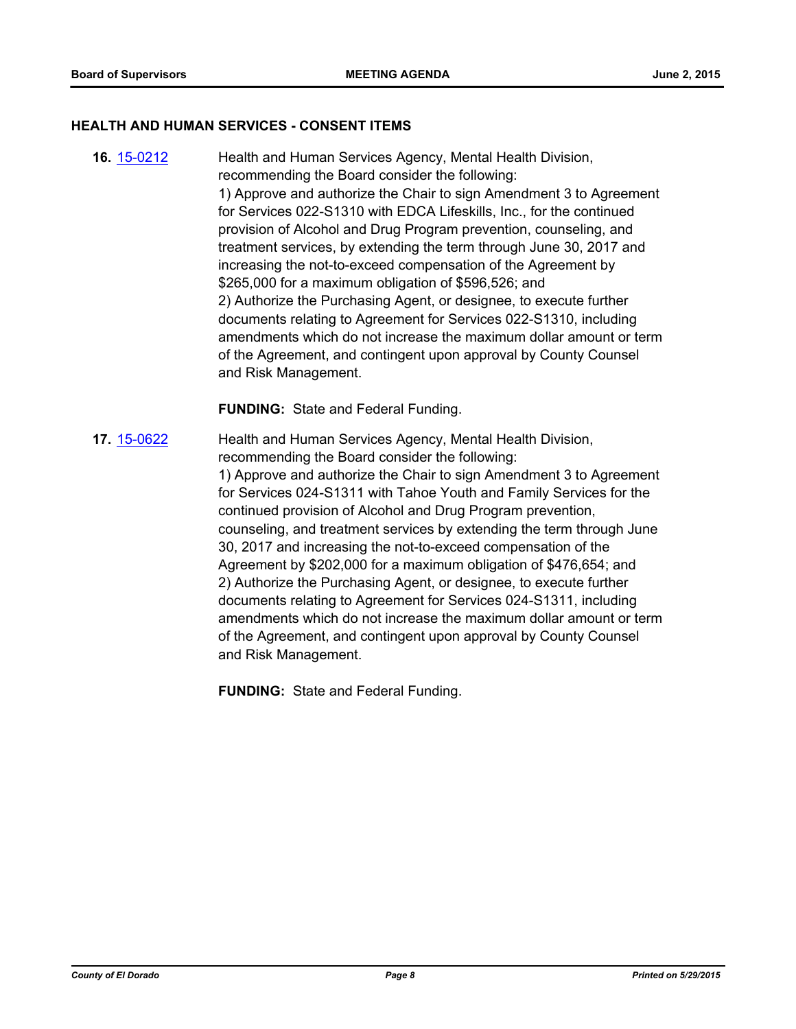## HEALTH AND HUMAN SERVICES - CONSENT ITEMS

**16.** 15-0212 Health and Human Services Agency, Mental Health Division, recommending the Board consider the following:

1) Approve and authorize the Chair to sign Amendment 3 to Agreement for Services 022-S1310 with EDCA Lifeskills, Inc., for the continued provision of Alcohol and Drug Program prevention, counseling, and treatment services, by extending the term through June 30, 2017 and increasing the not-to-exceed compensation of the Agreement by $265,000 for a maximum obligation of $596,526; and

2) Authorize the Purchasing Agent, or designee, to execute further documents relating to Agreement for Services 022-S1310, including amendments which do not increase the maximum dollar amount or term of the Agreement, and contingent upon approval by County Counsel and Risk Management.

**FUNDING:** State and Federal Funding.

**17.** 15-0622 Health and Human Services Agency, Mental Health Division, recommending the Board consider the following:

1) Approve and authorize the Chair to sign Amendment 3 to Agreement for Services 024-S1311 with Tahoe Youth and Family Services for the continued provision of Alcohol and Drug Program prevention, counseling, and treatment services by extending the term through June 30, 2017 and increasing the not-to-exceed compensation of the Agreement by $202,000 for a maximum obligation of $476,654; and

2) Authorize the Purchasing Agent, or designee, to execute further documents relating to Agreement for Services 024-S1311, including amendments which do not increase the maximum dollar amount or term of the Agreement, and contingent upon approval by County Counsel and Risk Management.

**FUNDING:** State and Federal Funding.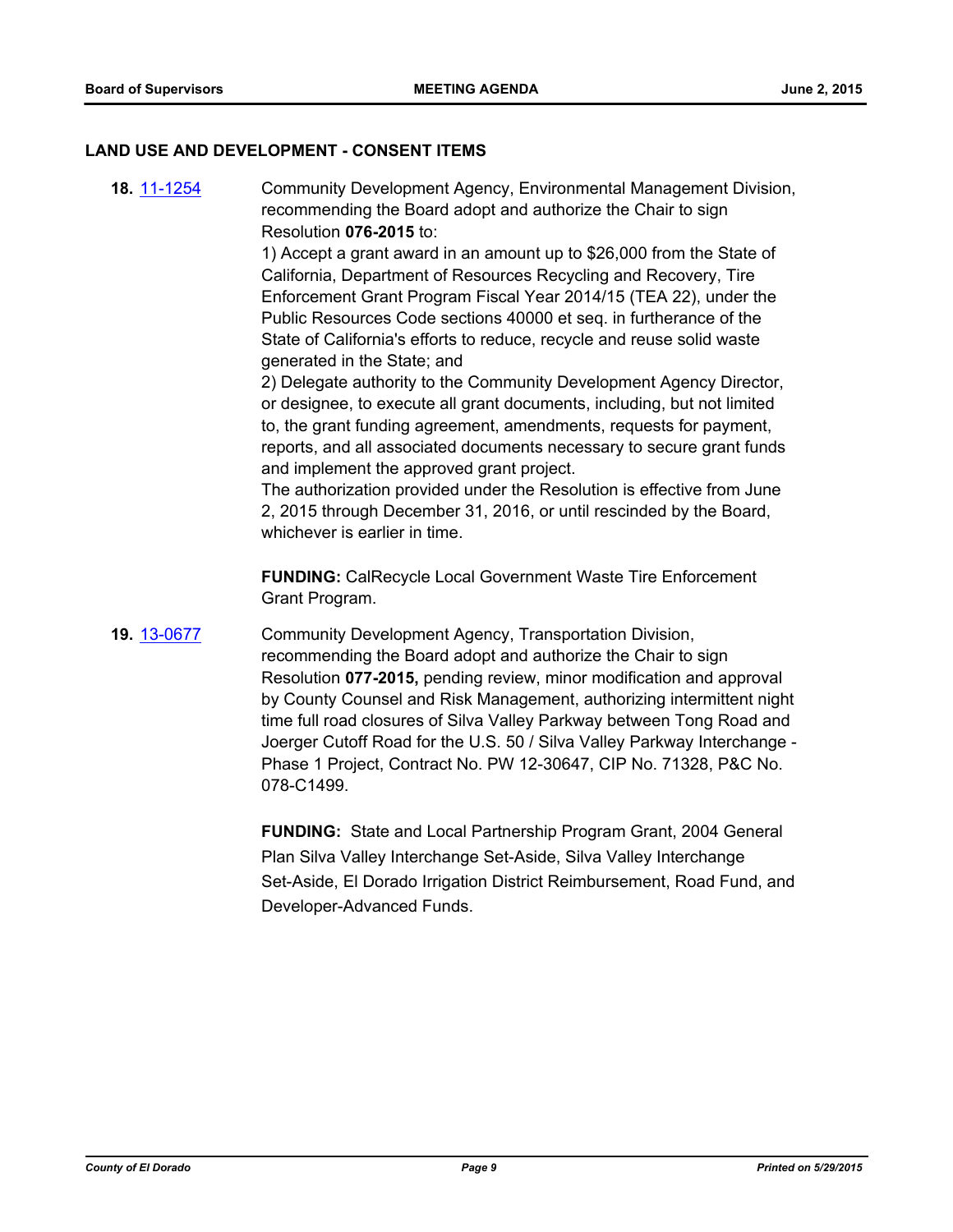## LAND USE AND DEVELOPMENT - CONSENT ITEMS

**18.** 11-1254

Community Development Agency, Environmental Management Division, recommending the Board adopt and authorize the Chair to sign Resolution **076-2015** to:

1) Accept a grant award in an amount up to $26,000 from the State of California, Department of Resources Recycling and Recovery, Tire Enforcement Grant Program Fiscal Year 2014/15 (TEA 22), under the Public Resources Code sections 40000 et seq. in furtherance of the State of California's efforts to reduce, recycle and reuse solid waste generated in the State; and

2) Delegate authority to the Community Development Agency Director, or designee, to execute all grant documents, including, but not limited to, the grant funding agreement, amendments, requests for payment, reports, and all associated documents necessary to secure grant funds and implement the approved grant project.

The authorization provided under the Resolution is effective from June 2, 2015 through December 31, 2016, or until rescinded by the Board, whichever is earlier in time.

**FUNDING:** CalRecycle Local Government Waste Tire Enforcement Grant Program.

**19.** 13-0677

Community Development Agency, Transportation Division, recommending the Board adopt and authorize the Chair to sign Resolution **077-2015,** pending review, minor modification and approval by County Counsel and Risk Management, authorizing intermittent night time full road closures of Silva Valley Parkway between Tong Road and Joerger Cutoff Road for the U.S. 50 / Silva Valley Parkway Interchange - Phase 1 Project, Contract No. PW 12-30647, CIP No. 71328, P&C No. 078-C1499.

**FUNDING:** State and Local Partnership Program Grant, 2004 General Plan Silva Valley Interchange Set-Aside, Silva Valley Interchange Set-Aside, El Dorado Irrigation District Reimbursement, Road Fund, and Developer-Advanced Funds.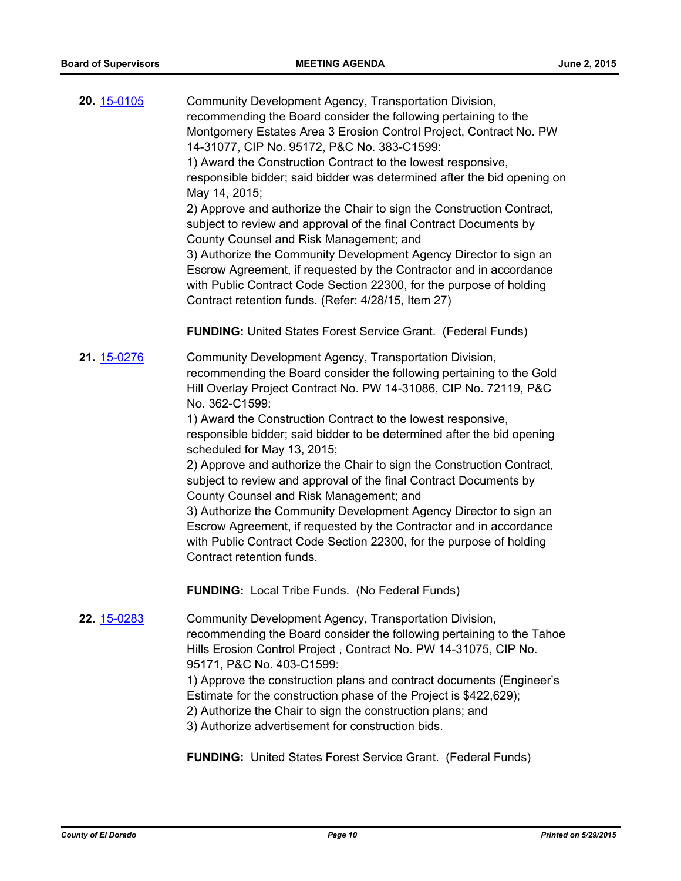**20.** 15-0105 Community Development Agency, Transportation Division, recommending the Board consider the following pertaining to the Montgomery Estates Area 3 Erosion Control Project, Contract No. PW 14-31077, CIP No. 95172, P&C No. 383-C1599:

1) Award the Construction Contract to the lowest responsive, responsible bidder; said bidder was determined after the bid opening on May 14, 2015;
2) Approve and authorize the Chair to sign the Construction Contract, subject to review and approval of the final Contract Documents by County Counsel and Risk Management; and
3) Authorize the Community Development Agency Director to sign an Escrow Agreement, if requested by the Contractor and in accordance with Public Contract Code Section 22300, for the purpose of holding Contract retention funds. (Refer: 4/28/15, Item 27)

**FUNDING:** United States Forest Service Grant. (Federal Funds)

**21.** 15-0276 Community Development Agency, Transportation Division, recommending the Board consider the following pertaining to the Gold Hill Overlay Project Contract No. PW 14-31086, CIP No. 72119, P&C No. 362-C1599:

1) Award the Construction Contract to the lowest responsive, responsible bidder; said bidder to be determined after the bid opening scheduled for May 13, 2015;
2) Approve and authorize the Chair to sign the Construction Contract, subject to review and approval of the final Contract Documents by County Counsel and Risk Management; and
3) Authorize the Community Development Agency Director to sign an Escrow Agreement, if requested by the Contractor and in accordance with Public Contract Code Section 22300, for the purpose of holding Contract retention funds.

**FUNDING:** Local Tribe Funds. (No Federal Funds)

**22.** 15-0283 Community Development Agency, Transportation Division, recommending the Board consider the following pertaining to the Tahoe Hills Erosion Control Project , Contract No. PW 14-31075, CIP No. 95171, P&C No. 403-C1599:

1) Approve the construction plans and contract documents (Engineer's Estimate for the construction phase of the Project is $422,629);
2) Authorize the Chair to sign the construction plans; and
3) Authorize advertisement for construction bids.

**FUNDING:** United States Forest Service Grant. (Federal Funds)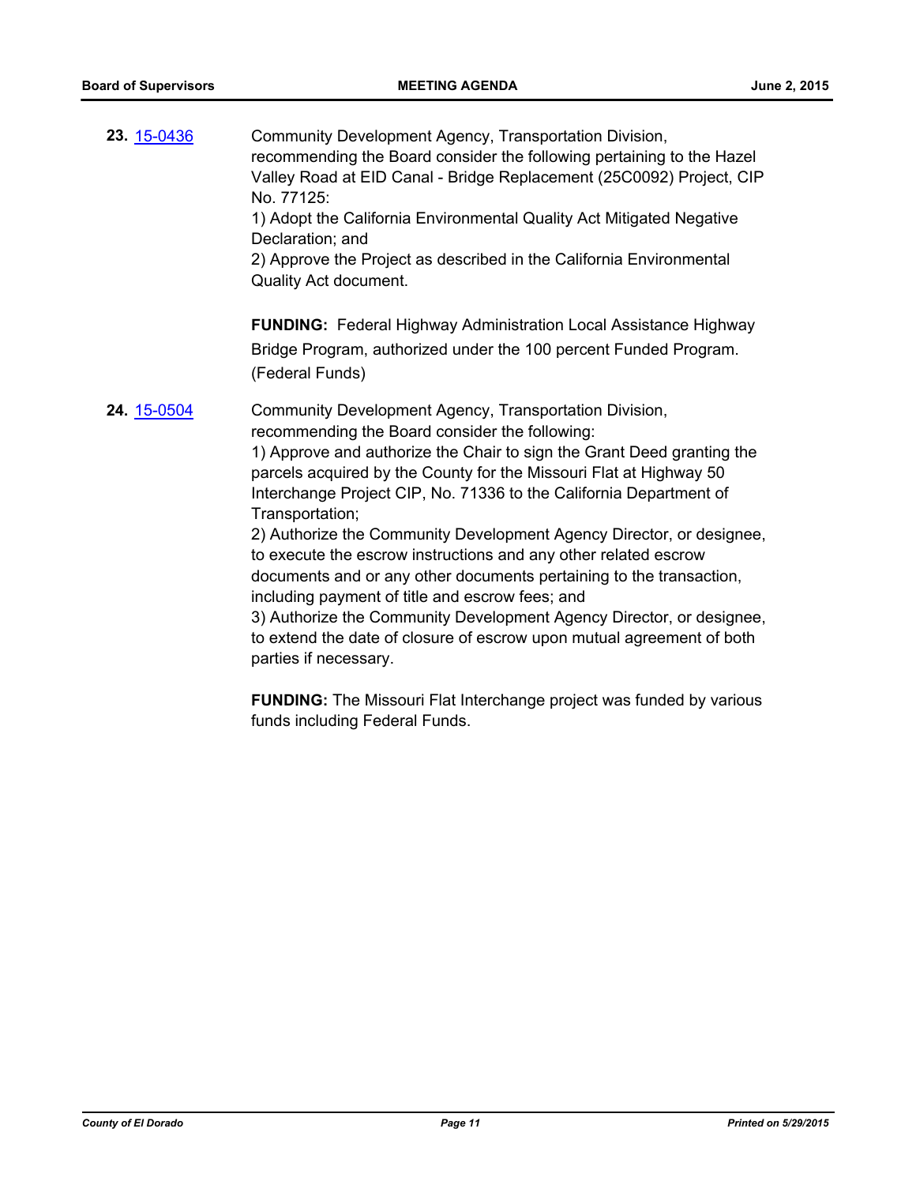**23.** [15-0436](15-0436)

Community Development Agency, Transportation Division, recommending the Board consider the following pertaining to the Hazel Valley Road at EID Canal - Bridge Replacement (25C0092) Project, CIP No. 77125:
1) Adopt the California Environmental Quality Act Mitigated Negative Declaration; and
2) Approve the Project as described in the California Environmental Quality Act document.

**FUNDING:** Federal Highway Administration Local Assistance Highway Bridge Program, authorized under the 100 percent Funded Program. (Federal Funds)

**24.** [15-0504](15-0504)

Community Development Agency, Transportation Division, recommending the Board consider the following:
1) Approve and authorize the Chair to sign the Grant Deed granting the parcels acquired by the County for the Missouri Flat at Highway 50 Interchange Project CIP, No. 71336 to the California Department of Transportation;
2) Authorize the Community Development Agency Director, or designee, to execute the escrow instructions and any other related escrow documents and or any other documents pertaining to the transaction, including payment of title and escrow fees; and
3) Authorize the Community Development Agency Director, or designee, to extend the date of closure of escrow upon mutual agreement of both parties if necessary.

**FUNDING:** The Missouri Flat Interchange project was funded by various funds including Federal Funds.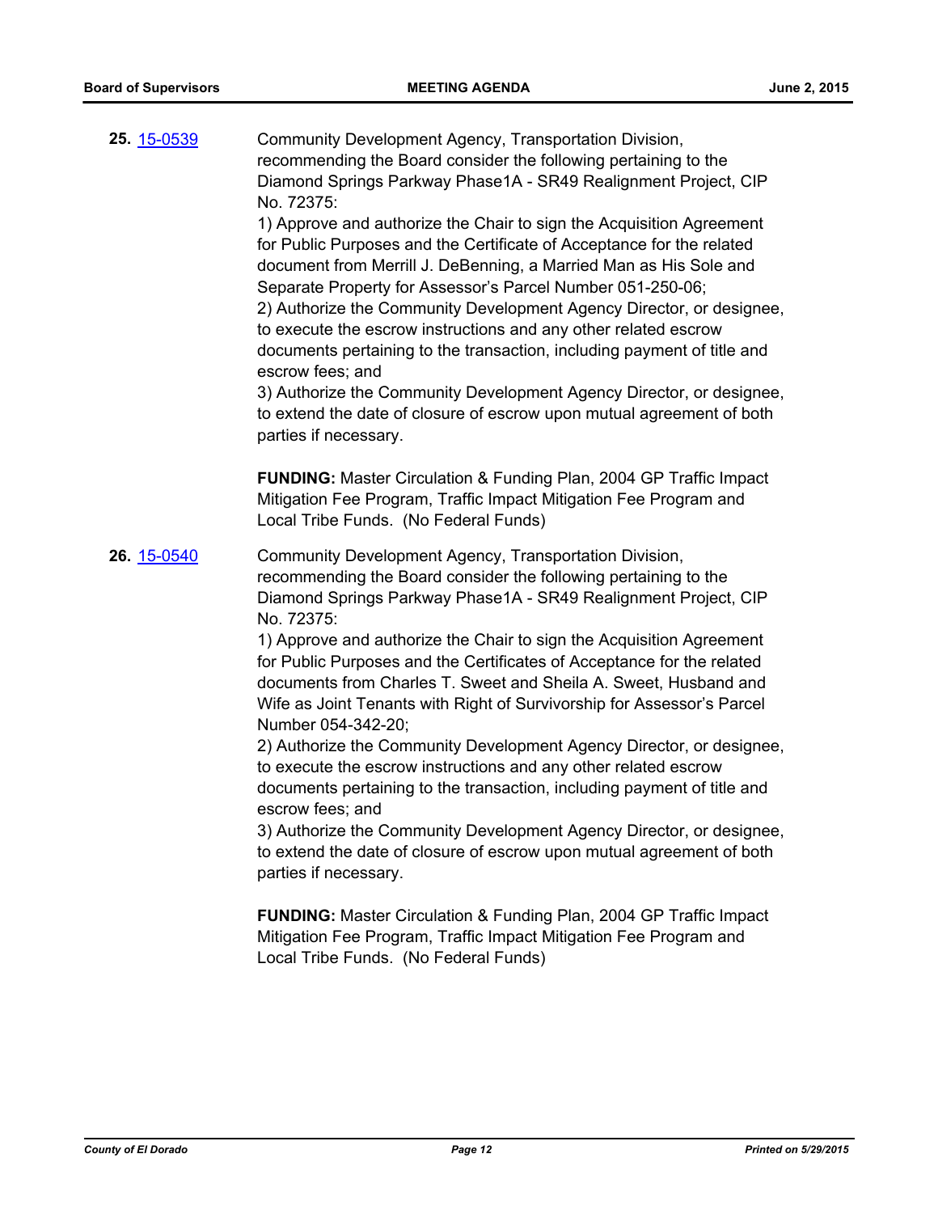**25.** 15-0539 Community Development Agency, Transportation Division, recommending the Board consider the following pertaining to the Diamond Springs Parkway Phase1A - SR49 Realignment Project, CIP No. 72375:

1) Approve and authorize the Chair to sign the Acquisition Agreement for Public Purposes and the Certificate of Acceptance for the related document from Merrill J. DeBenning, a Married Man as His Sole and Separate Property for Assessor's Parcel Number 051-250-06;

2) Authorize the Community Development Agency Director, or designee, to execute the escrow instructions and any other related escrow documents pertaining to the transaction, including payment of title and escrow fees; and

3) Authorize the Community Development Agency Director, or designee, to extend the date of closure of escrow upon mutual agreement of both parties if necessary.

**FUNDING:** Master Circulation & Funding Plan, 2004 GP Traffic Impact Mitigation Fee Program, Traffic Impact Mitigation Fee Program and Local Tribe Funds. (No Federal Funds)

**26.** 15-0540 Community Development Agency, Transportation Division, recommending the Board consider the following pertaining to the Diamond Springs Parkway Phase1A - SR49 Realignment Project, CIP No. 72375:

1) Approve and authorize the Chair to sign the Acquisition Agreement for Public Purposes and the Certificates of Acceptance for the related documents from Charles T. Sweet and Sheila A. Sweet, Husband and Wife as Joint Tenants with Right of Survivorship for Assessor's Parcel Number 054-342-20;

2) Authorize the Community Development Agency Director, or designee, to execute the escrow instructions and any other related escrow documents pertaining to the transaction, including payment of title and escrow fees; and

3) Authorize the Community Development Agency Director, or designee, to extend the date of closure of escrow upon mutual agreement of both parties if necessary.

**FUNDING:** Master Circulation & Funding Plan, 2004 GP Traffic Impact Mitigation Fee Program, Traffic Impact Mitigation Fee Program and Local Tribe Funds. (No Federal Funds)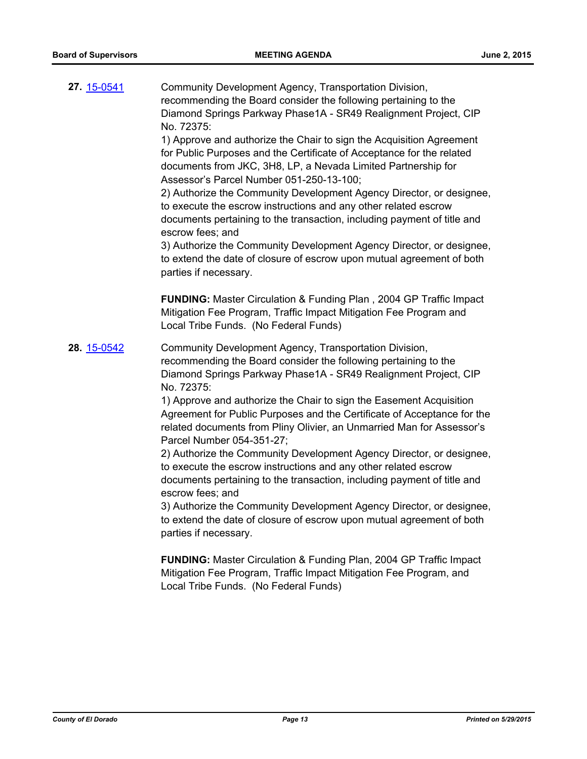**27.** [15-0541](15-0541)

Community Development Agency, Transportation Division, recommending the Board consider the following pertaining to the Diamond Springs Parkway Phase1A - SR49 Realignment Project, CIP No. 72375:

1) Approve and authorize the Chair to sign the Acquisition Agreement for Public Purposes and the Certificate of Acceptance for the related documents from JKC, 3H8, LP, a Nevada Limited Partnership for Assessor's Parcel Number 051-250-13-100;

2) Authorize the Community Development Agency Director, or designee, to execute the escrow instructions and any other related escrow documents pertaining to the transaction, including payment of title and escrow fees; and

3) Authorize the Community Development Agency Director, or designee, to extend the date of closure of escrow upon mutual agreement of both parties if necessary.

**FUNDING:** Master Circulation & Funding Plan , 2004 GP Traffic Impact Mitigation Fee Program, Traffic Impact Mitigation Fee Program and Local Tribe Funds. (No Federal Funds)

**28.** [15-0542](15-0542)

Community Development Agency, Transportation Division, recommending the Board consider the following pertaining to the Diamond Springs Parkway Phase1A - SR49 Realignment Project, CIP No. 72375:

1) Approve and authorize the Chair to sign the Easement Acquisition Agreement for Public Purposes and the Certificate of Acceptance for the related documents from Pliny Olivier, an Unmarried Man for Assessor's Parcel Number 054-351-27;

2) Authorize the Community Development Agency Director, or designee, to execute the escrow instructions and any other related escrow documents pertaining to the transaction, including payment of title and escrow fees; and

3) Authorize the Community Development Agency Director, or designee, to extend the date of closure of escrow upon mutual agreement of both parties if necessary.

**FUNDING:** Master Circulation & Funding Plan, 2004 GP Traffic Impact Mitigation Fee Program, Traffic Impact Mitigation Fee Program, and Local Tribe Funds. (No Federal Funds)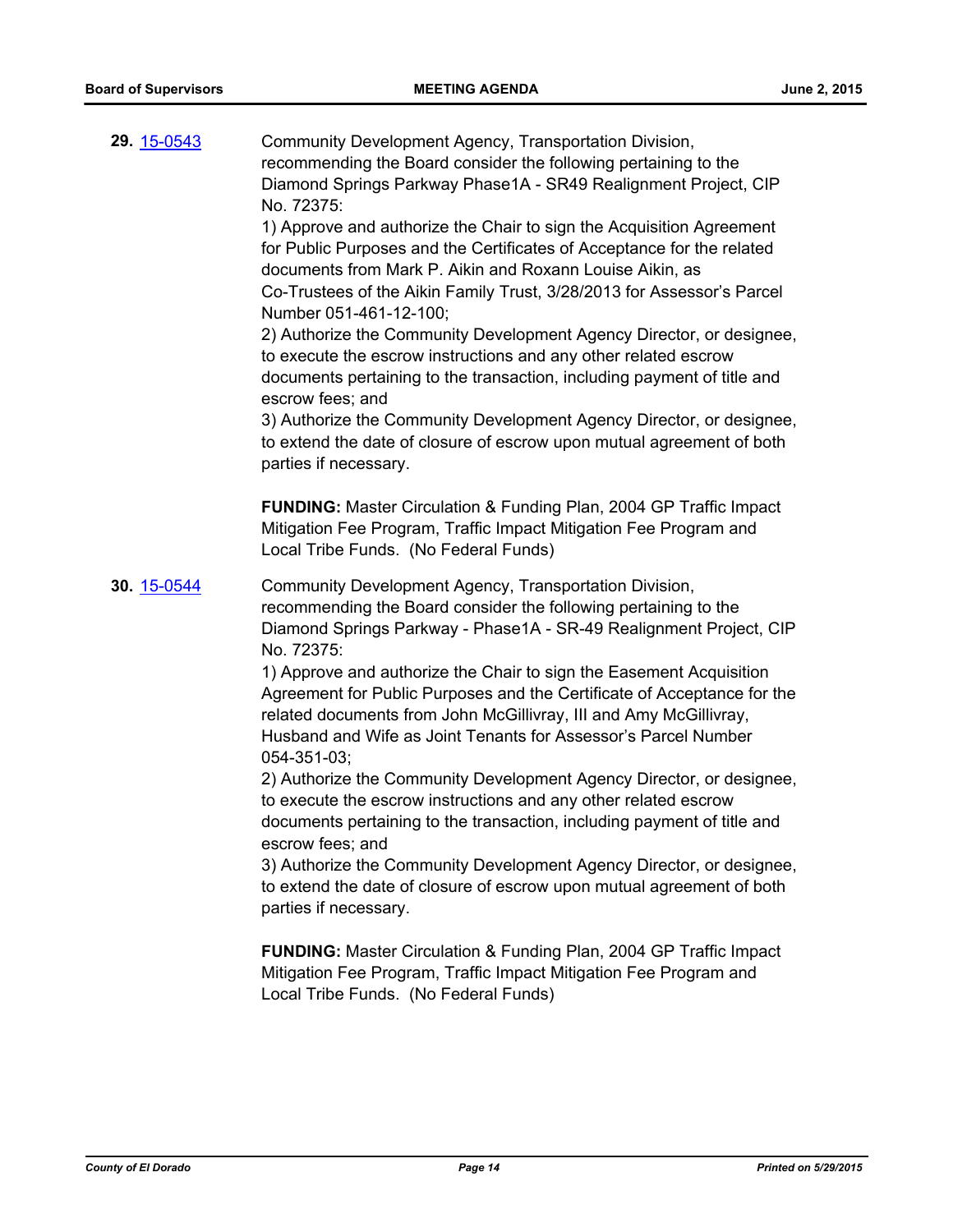**29.** [15-0543](15-0543)

Community Development Agency, Transportation Division, recommending the Board consider the following pertaining to the Diamond Springs Parkway Phase1A - SR49 Realignment Project, CIP No. 72375:

1) Approve and authorize the Chair to sign the Acquisition Agreement for Public Purposes and the Certificates of Acceptance for the related documents from Mark P. Aikin and Roxann Louise Aikin, as Co-Trustees of the Aikin Family Trust, 3/28/2013 for Assessor's Parcel Number 051-461-12-100;

2) Authorize the Community Development Agency Director, or designee, to execute the escrow instructions and any other related escrow documents pertaining to the transaction, including payment of title and escrow fees; and

3) Authorize the Community Development Agency Director, or designee, to extend the date of closure of escrow upon mutual agreement of both parties if necessary.

**FUNDING:** Master Circulation & Funding Plan, 2004 GP Traffic Impact Mitigation Fee Program, Traffic Impact Mitigation Fee Program and Local Tribe Funds. (No Federal Funds)

**30.** [15-0544](15-0544)

Community Development Agency, Transportation Division, recommending the Board consider the following pertaining to the Diamond Springs Parkway - Phase1A - SR-49 Realignment Project, CIP No. 72375:

1) Approve and authorize the Chair to sign the Easement Acquisition Agreement for Public Purposes and the Certificate of Acceptance for the related documents from John McGillivray, III and Amy McGillivray, Husband and Wife as Joint Tenants for Assessor's Parcel Number 054-351-03;

2) Authorize the Community Development Agency Director, or designee, to execute the escrow instructions and any other related escrow documents pertaining to the transaction, including payment of title and escrow fees; and

3) Authorize the Community Development Agency Director, or designee, to extend the date of closure of escrow upon mutual agreement of both parties if necessary.

**FUNDING:** Master Circulation & Funding Plan, 2004 GP Traffic Impact Mitigation Fee Program, Traffic Impact Mitigation Fee Program and Local Tribe Funds. (No Federal Funds)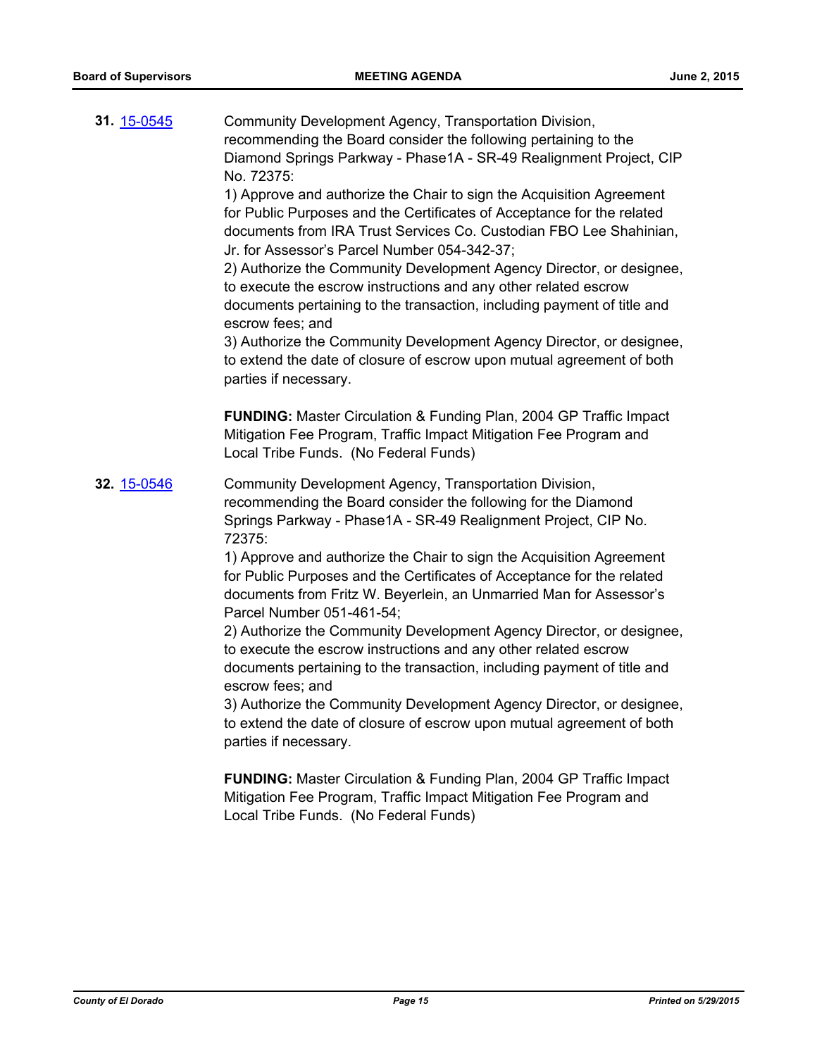**31.** 15-0545

Community Development Agency, Transportation Division, recommending the Board consider the following pertaining to the Diamond Springs Parkway - Phase1A - SR-49 Realignment Project, CIP No. 72375:

1) Approve and authorize the Chair to sign the Acquisition Agreement for Public Purposes and the Certificates of Acceptance for the related documents from IRA Trust Services Co. Custodian FBO Lee Shahinian, Jr. for Assessor's Parcel Number 054-342-37;

2) Authorize the Community Development Agency Director, or designee, to execute the escrow instructions and any other related escrow documents pertaining to the transaction, including payment of title and escrow fees; and

3) Authorize the Community Development Agency Director, or designee, to extend the date of closure of escrow upon mutual agreement of both parties if necessary.

**FUNDING:** Master Circulation & Funding Plan, 2004 GP Traffic Impact Mitigation Fee Program, Traffic Impact Mitigation Fee Program and Local Tribe Funds. (No Federal Funds)

**32.** 15-0546

Community Development Agency, Transportation Division, recommending the Board consider the following for the Diamond Springs Parkway - Phase1A - SR-49 Realignment Project, CIP No. 72375:

1) Approve and authorize the Chair to sign the Acquisition Agreement for Public Purposes and the Certificates of Acceptance for the related documents from Fritz W. Beyerlein, an Unmarried Man for Assessor's Parcel Number 051-461-54;

2) Authorize the Community Development Agency Director, or designee, to execute the escrow instructions and any other related escrow documents pertaining to the transaction, including payment of title and escrow fees; and

3) Authorize the Community Development Agency Director, or designee, to extend the date of closure of escrow upon mutual agreement of both parties if necessary.

**FUNDING:** Master Circulation & Funding Plan, 2004 GP Traffic Impact Mitigation Fee Program, Traffic Impact Mitigation Fee Program and Local Tribe Funds. (No Federal Funds)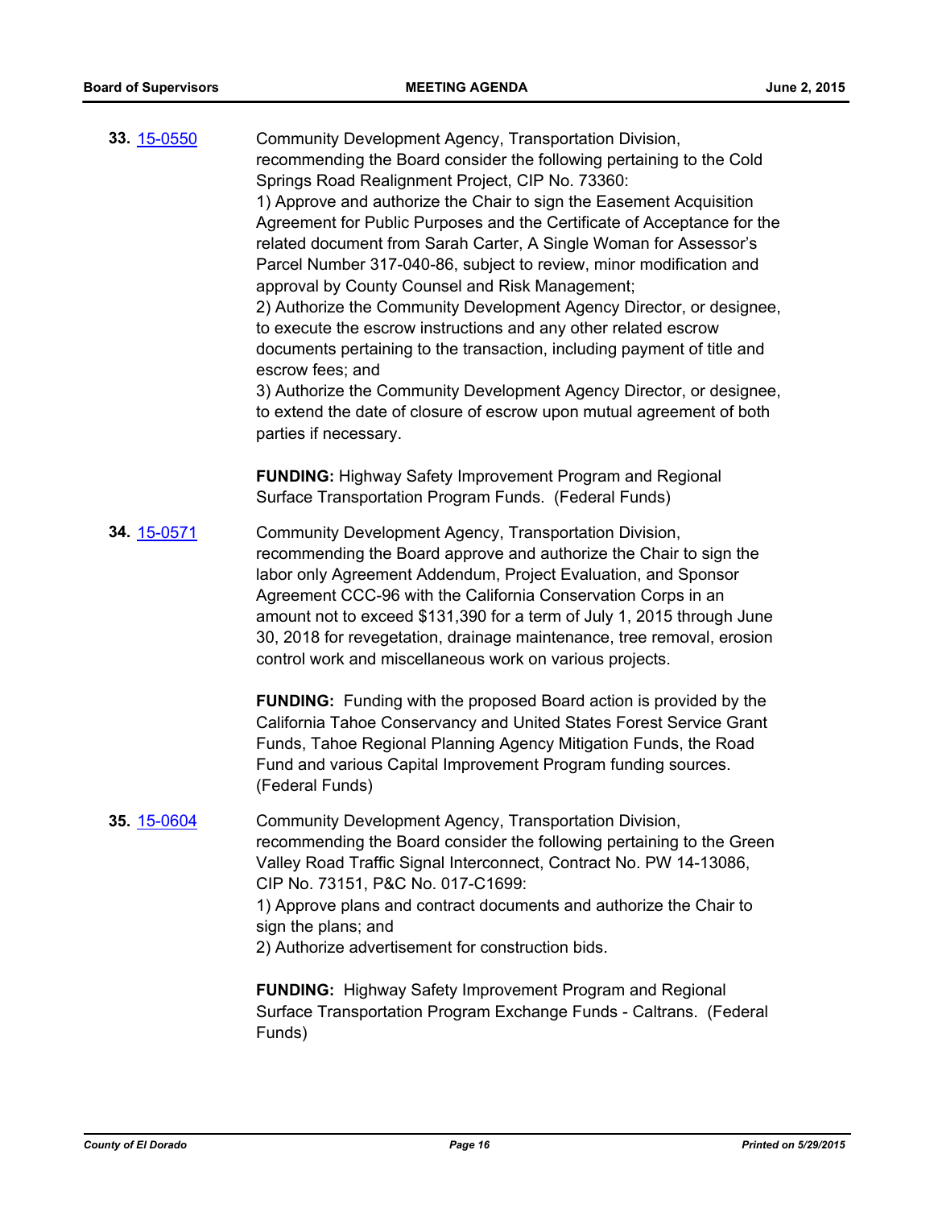**33.** [15-0550](15-0550)

Community Development Agency, Transportation Division, recommending the Board consider the following pertaining to the Cold Springs Road Realignment Project, CIP No. 73360:

1) Approve and authorize the Chair to sign the Easement Acquisition Agreement for Public Purposes and the Certificate of Acceptance for the related document from Sarah Carter, A Single Woman for Assessor's Parcel Number 317-040-86, subject to review, minor modification and approval by County Counsel and Risk Management;

2) Authorize the Community Development Agency Director, or designee, to execute the escrow instructions and any other related escrow documents pertaining to the transaction, including payment of title and escrow fees; and

3) Authorize the Community Development Agency Director, or designee, to extend the date of closure of escrow upon mutual agreement of both parties if necessary.

**FUNDING:** Highway Safety Improvement Program and Regional Surface Transportation Program Funds. (Federal Funds)

**34.** [15-0571](15-0571)

Community Development Agency, Transportation Division, recommending the Board approve and authorize the Chair to sign the labor only Agreement Addendum, Project Evaluation, and Sponsor Agreement CCC-96 with the California Conservation Corps in an amount not to exceed $131,390 for a term of July 1, 2015 through June 30, 2018 for revegetation, drainage maintenance, tree removal, erosion control work and miscellaneous work on various projects.

**FUNDING:** Funding with the proposed Board action is provided by the California Tahoe Conservancy and United States Forest Service Grant Funds, Tahoe Regional Planning Agency Mitigation Funds, the Road Fund and various Capital Improvement Program funding sources. (Federal Funds)

**35.** [15-0604](15-0604)

Community Development Agency, Transportation Division, recommending the Board consider the following pertaining to the Green Valley Road Traffic Signal Interconnect, Contract No. PW 14-13086, CIP No. 73151, P&C No. 017-C1699:

1) Approve plans and contract documents and authorize the Chair to sign the plans; and

2) Authorize advertisement for construction bids.

**FUNDING:** Highway Safety Improvement Program and Regional Surface Transportation Program Exchange Funds - Caltrans. (Federal Funds)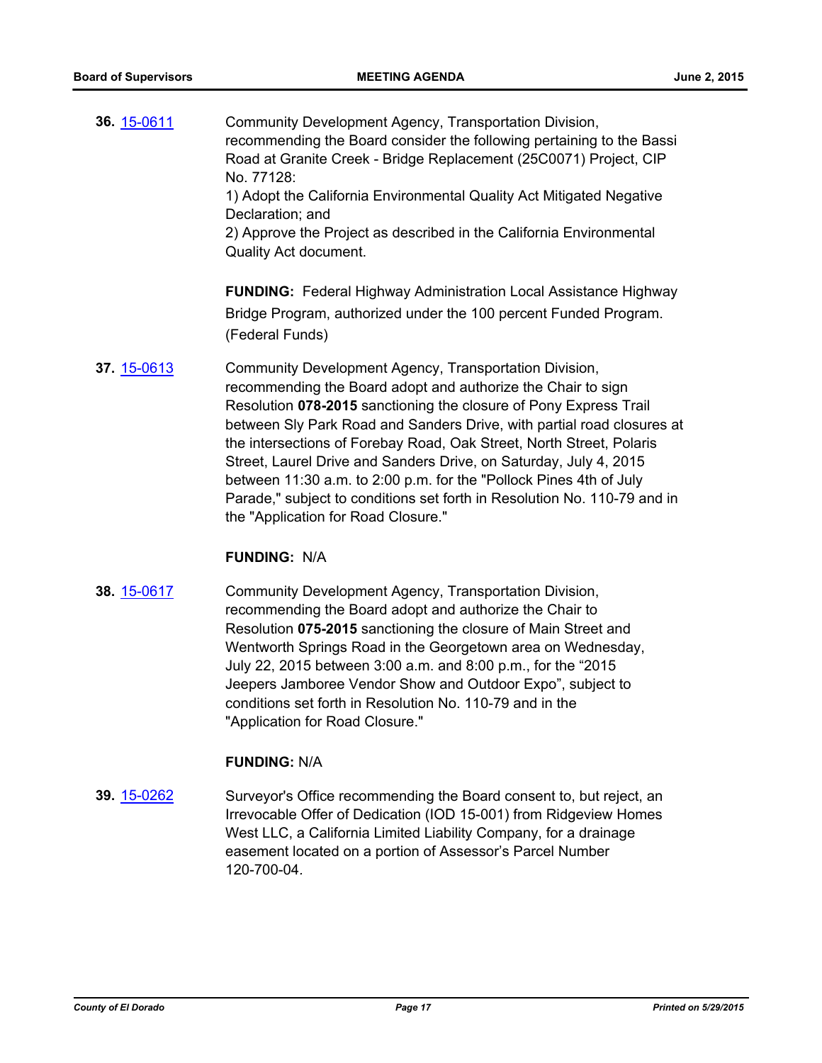**36.** 15-0611 Community Development Agency, Transportation Division, recommending the Board consider the following pertaining to the Bassi Road at Granite Creek - Bridge Replacement (25C0071) Project, CIP No. 77128:
1) Adopt the California Environmental Quality Act Mitigated Negative Declaration; and
2) Approve the Project as described in the California Environmental Quality Act document.

**FUNDING:** Federal Highway Administration Local Assistance Highway Bridge Program, authorized under the 100 percent Funded Program. (Federal Funds)

**37.** 15-0613 Community Development Agency, Transportation Division, recommending the Board adopt and authorize the Chair to sign Resolution **078-2015** sanctioning the closure of Pony Express Trail between Sly Park Road and Sanders Drive, with partial road closures at the intersections of Forebay Road, Oak Street, North Street, Polaris Street, Laurel Drive and Sanders Drive, on Saturday, July 4, 2015 between 11:30 a.m. to 2:00 p.m. for the "Pollock Pines 4th of July Parade," subject to conditions set forth in Resolution No. 110-79 and in the "Application for Road Closure."

**FUNDING:** N/A

**38.** 15-0617 Community Development Agency, Transportation Division, recommending the Board adopt and authorize the Chair to Resolution **075-2015** sanctioning the closure of Main Street and Wentworth Springs Road in the Georgetown area on Wednesday, July 22, 2015 between 3:00 a.m. and 8:00 p.m., for the "2015 Jeepers Jamboree Vendor Show and Outdoor Expo", subject to conditions set forth in Resolution No. 110-79 and in the "Application for Road Closure."

**FUNDING:** N/A

**39.** 15-0262 Surveyor's Office recommending the Board consent to, but reject, an Irrevocable Offer of Dedication (IOD 15-001) from Ridgeview Homes West LLC, a California Limited Liability Company, for a drainage easement located on a portion of Assessor's Parcel Number 120-700-04.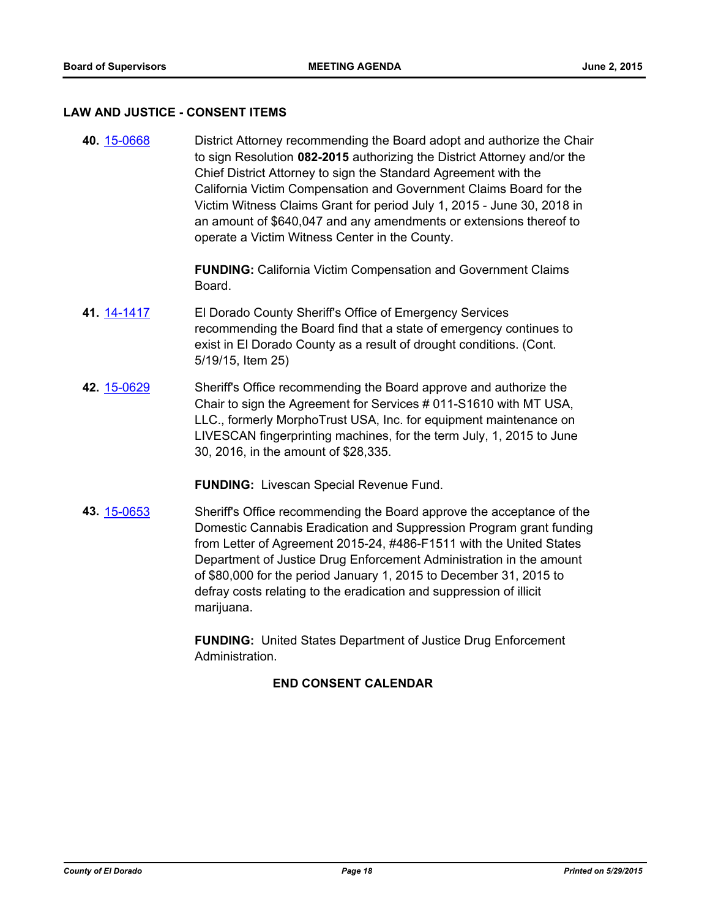## LAW AND JUSTICE - CONSENT ITEMS

**40.** 15-0668 District Attorney recommending the Board adopt and authorize the Chair to sign Resolution **082-2015** authorizing the District Attorney and/or the Chief District Attorney to sign the Standard Agreement with the California Victim Compensation and Government Claims Board for the Victim Witness Claims Grant for period July 1, 2015 - June 30, 2018 in an amount of $640,047 and any amendments or extensions thereof to operate a Victim Witness Center in the County.

**FUNDING:** California Victim Compensation and Government Claims Board.

**41.** 14-1417 El Dorado County Sheriff's Office of Emergency Services recommending the Board find that a state of emergency continues to exist in El Dorado County as a result of drought conditions. (Cont. 5/19/15, Item 25)

**42.** 15-0629 Sheriff's Office recommending the Board approve and authorize the Chair to sign the Agreement for Services # 011-S1610 with MT USA, LLC., formerly MorphoTrust USA, Inc. for equipment maintenance on LIVESCAN fingerprinting machines, for the term July, 1, 2015 to June 30, 2016, in the amount of $28,335.

**FUNDING:** Livescan Special Revenue Fund.

**43.** 15-0653 Sheriff's Office recommending the Board approve the acceptance of the Domestic Cannabis Eradication and Suppression Program grant funding from Letter of Agreement 2015-24, #486-F1511 with the United States Department of Justice Drug Enforcement Administration in the amount of $80,000 for the period January 1, 2015 to December 31, 2015 to defray costs relating to the eradication and suppression of illicit marijuana.

**FUNDING:** United States Department of Justice Drug Enforcement Administration.

**END CONSENT CALENDAR**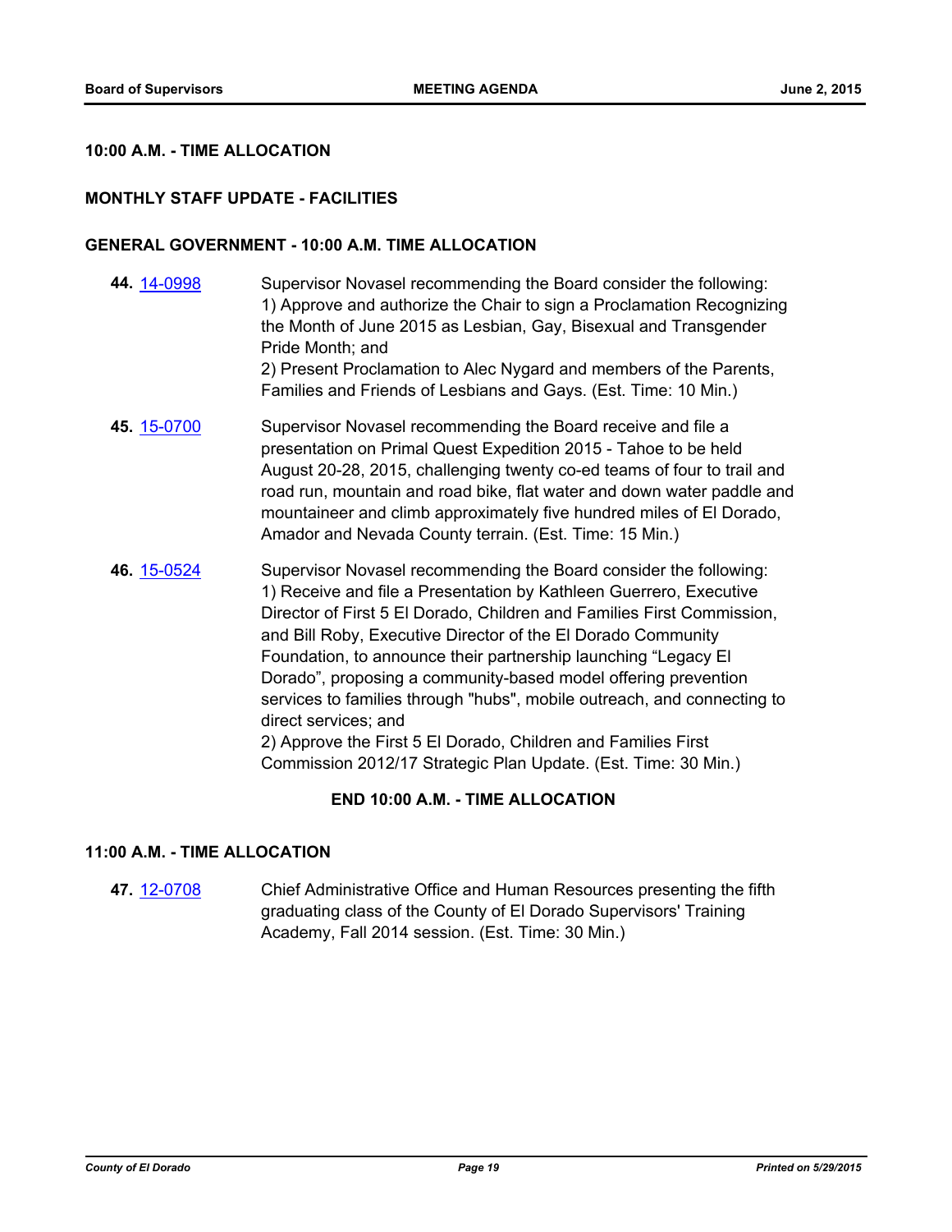**10:00 A.M. - TIME ALLOCATION**

**MONTHLY STAFF UPDATE - FACILITIES**

**GENERAL GOVERNMENT - 10:00 A.M. TIME ALLOCATION**

**44.** [14-0998] Supervisor Novasel recommending the Board consider the following:
1) Approve and authorize the Chair to sign a Proclamation Recognizing the Month of June 2015 as Lesbian, Gay, Bisexual and Transgender Pride Month; and
2) Present Proclamation to Alec Nygard and members of the Parents, Families and Friends of Lesbians and Gays. (Est. Time: 10 Min.)

**45.** [15-0700] Supervisor Novasel recommending the Board receive and file a presentation on Primal Quest Expedition 2015 - Tahoe to be held August 20-28, 2015, challenging twenty co-ed teams of four to trail and road run, mountain and road bike, flat water and down water paddle and mountaineer and climb approximately five hundred miles of El Dorado, Amador and Nevada County terrain. (Est. Time: 15 Min.)

**46.** [15-0524] Supervisor Novasel recommending the Board consider the following:
1) Receive and file a Presentation by Kathleen Guerrero, Executive Director of First 5 El Dorado, Children and Families First Commission, and Bill Roby, Executive Director of the El Dorado Community Foundation, to announce their partnership launching "Legacy El Dorado", proposing a community-based model offering prevention services to families through "hubs", mobile outreach, and connecting to direct services; and
2) Approve the First 5 El Dorado, Children and Families First Commission 2012/17 Strategic Plan Update. (Est. Time: 30 Min.)

**END 10:00 A.M. - TIME ALLOCATION**

**11:00 A.M. - TIME ALLOCATION**

**47.** [12-0708] Chief Administrative Office and Human Resources presenting the fifth graduating class of the County of El Dorado Supervisors' Training Academy, Fall 2014 session. (Est. Time: 30 Min.)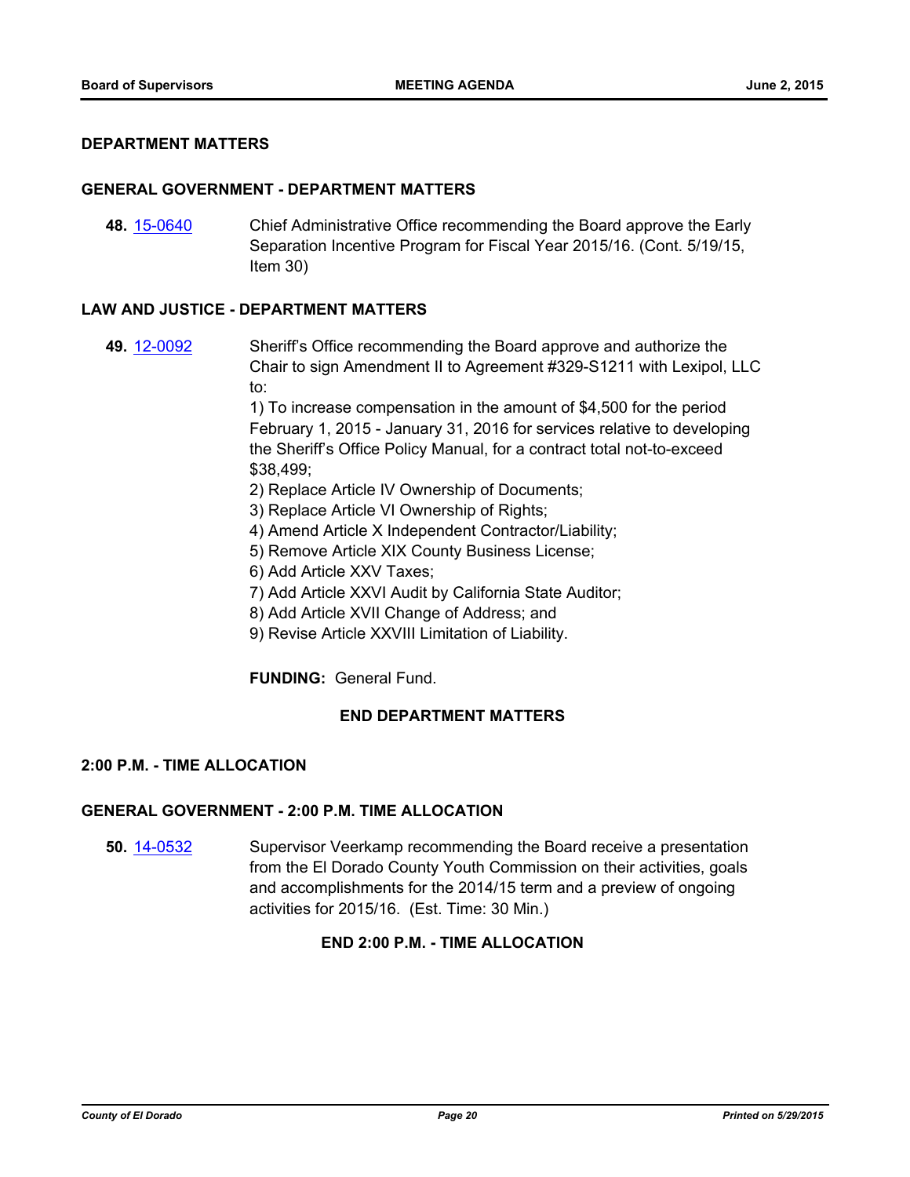## DEPARTMENT MATTERS

### GENERAL GOVERNMENT - DEPARTMENT MATTERS

**48.** [15-0640] Chief Administrative Office recommending the Board approve the Early Separation Incentive Program for Fiscal Year 2015/16. (Cont. 5/19/15, Item 30)

### LAW AND JUSTICE - DEPARTMENT MATTERS

**49.** [12-0092] Sheriff's Office recommending the Board approve and authorize the Chair to sign Amendment II to Agreement #329-S1211 with Lexipol, LLC to:

1) To increase compensation in the amount of $4,500 for the period February 1, 2015 - January 31, 2016 for services relative to developing the Sheriff's Office Policy Manual, for a contract total not-to-exceed $38,499;
2) Replace Article IV Ownership of Documents;
3) Replace Article VI Ownership of Rights;
4) Amend Article X Independent Contractor/Liability;
5) Remove Article XIX County Business License;
6) Add Article XXV Taxes;
7) Add Article XXVI Audit by California State Auditor;
8) Add Article XVII Change of Address; and
9) Revise Article XXVIII Limitation of Liability.

**FUNDING:** General Fund.

**END DEPARTMENT MATTERS**

## 2:00 P.M. - TIME ALLOCATION

### GENERAL GOVERNMENT - 2:00 P.M. TIME ALLOCATION

**50.** [14-0532] Supervisor Veerkamp recommending the Board receive a presentation from the El Dorado County Youth Commission on their activities, goals and accomplishments for the 2014/15 term and a preview of ongoing activities for 2015/16. (Est. Time: 30 Min.)

**END 2:00 P.M. - TIME ALLOCATION**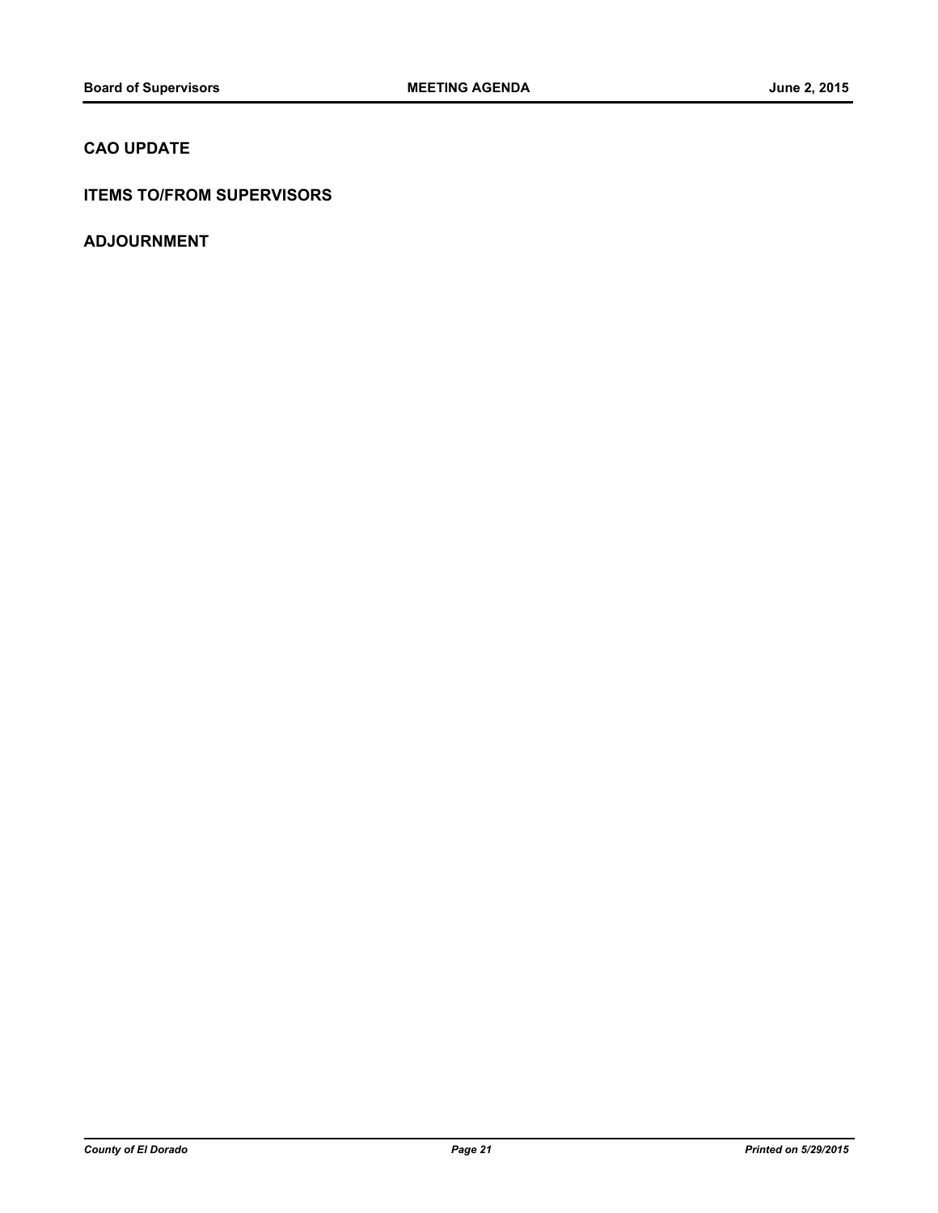## CAO UPDATE

## ITEMS TO/FROM SUPERVISORS

## ADJOURNMENT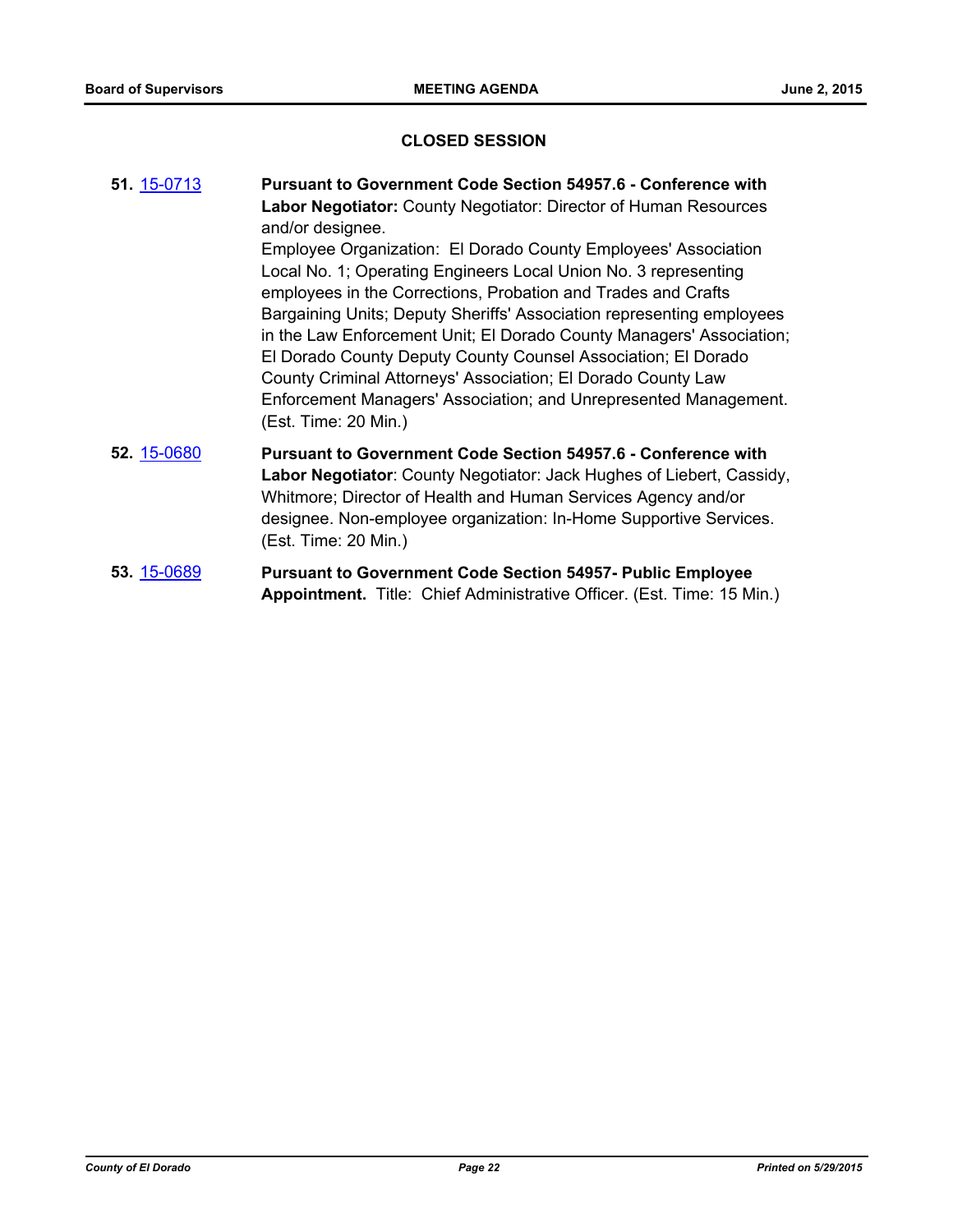## CLOSED SESSION

**51.** 15-0713 **Pursuant to Government Code Section 54957.6 - Conference with Labor Negotiator:** County Negotiator: Director of Human Resources and/or designee.
Employee Organization: El Dorado County Employees' Association Local No. 1; Operating Engineers Local Union No. 3 representing employees in the Corrections, Probation and Trades and Crafts Bargaining Units; Deputy Sheriffs' Association representing employees in the Law Enforcement Unit; El Dorado County Managers' Association; El Dorado County Deputy County Counsel Association; El Dorado County Criminal Attorneys' Association; El Dorado County Law Enforcement Managers' Association; and Unrepresented Management. (Est. Time: 20 Min.)

**52.** 15-0680 **Pursuant to Government Code Section 54957.6 - Conference with Labor Negotiator**: County Negotiator: Jack Hughes of Liebert, Cassidy, Whitmore; Director of Health and Human Services Agency and/or designee. Non-employee organization: In-Home Supportive Services. (Est. Time: 20 Min.)

**53.** 15-0689 **Pursuant to Government Code Section 54957- Public Employee Appointment.** Title: Chief Administrative Officer. (Est. Time: 15 Min.)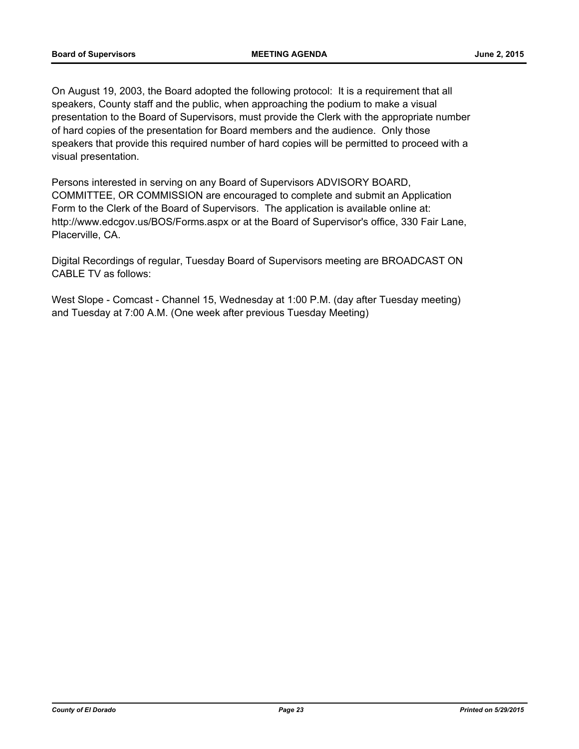On August 19, 2003, the Board adopted the following protocol: It is a requirement that all speakers, County staff and the public, when approaching the podium to make a visual presentation to the Board of Supervisors, must provide the Clerk with the appropriate number of hard copies of the presentation for Board members and the audience. Only those speakers that provide this required number of hard copies will be permitted to proceed with a visual presentation.

Persons interested in serving on any Board of Supervisors ADVISORY BOARD, COMMITTEE, OR COMMISSION are encouraged to complete and submit an Application Form to the Clerk of the Board of Supervisors. The application is available online at: http://www.edcgov.us/BOS/Forms.aspx or at the Board of Supervisor's office, 330 Fair Lane, Placerville, CA.

Digital Recordings of regular, Tuesday Board of Supervisors meeting are BROADCAST ON CABLE TV as follows:

West Slope - Comcast - Channel 15, Wednesday at 1:00 P.M. (day after Tuesday meeting) and Tuesday at 7:00 A.M. (One week after previous Tuesday Meeting)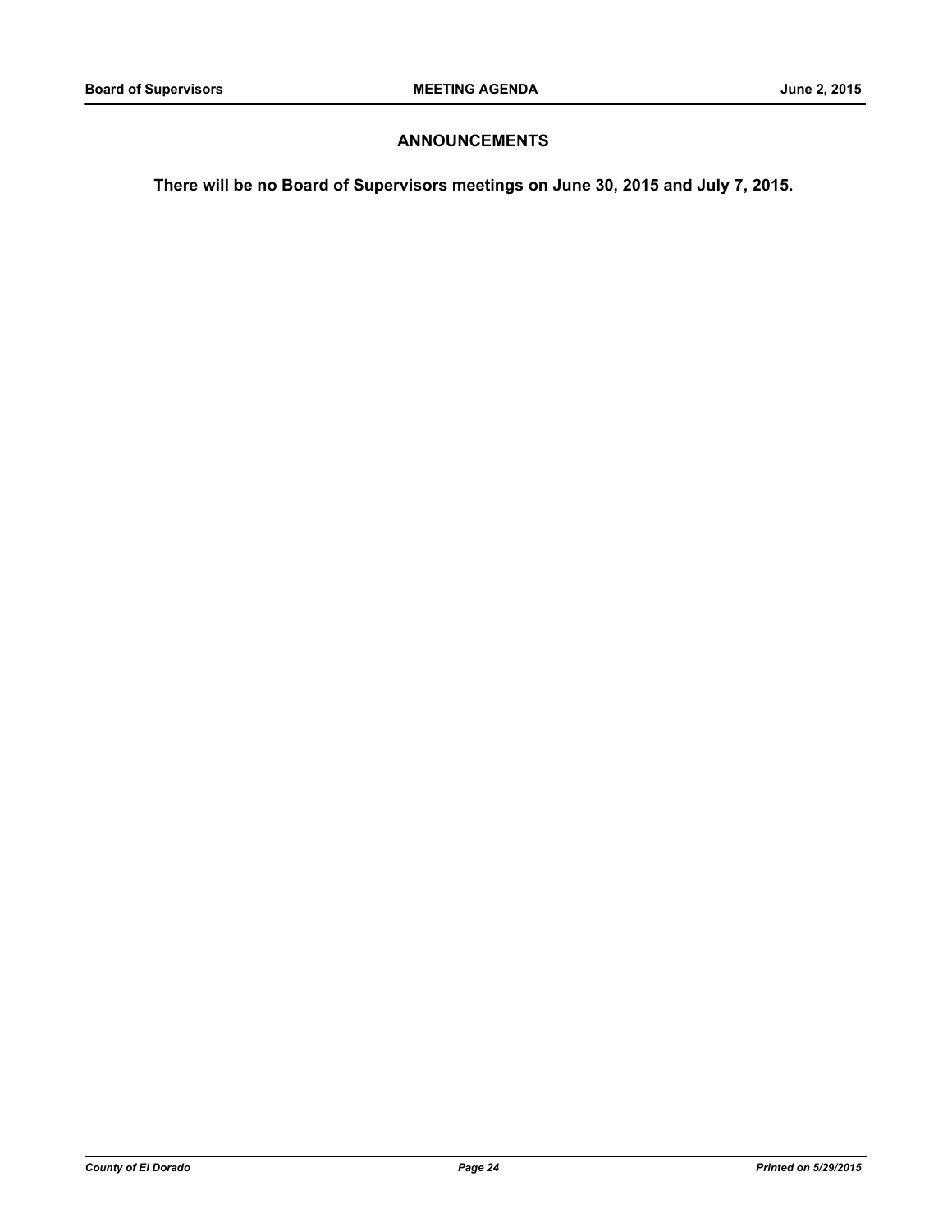## ANNOUNCEMENTS

**There will be no Board of Supervisors meetings on June 30, 2015 and July 7, 2015.**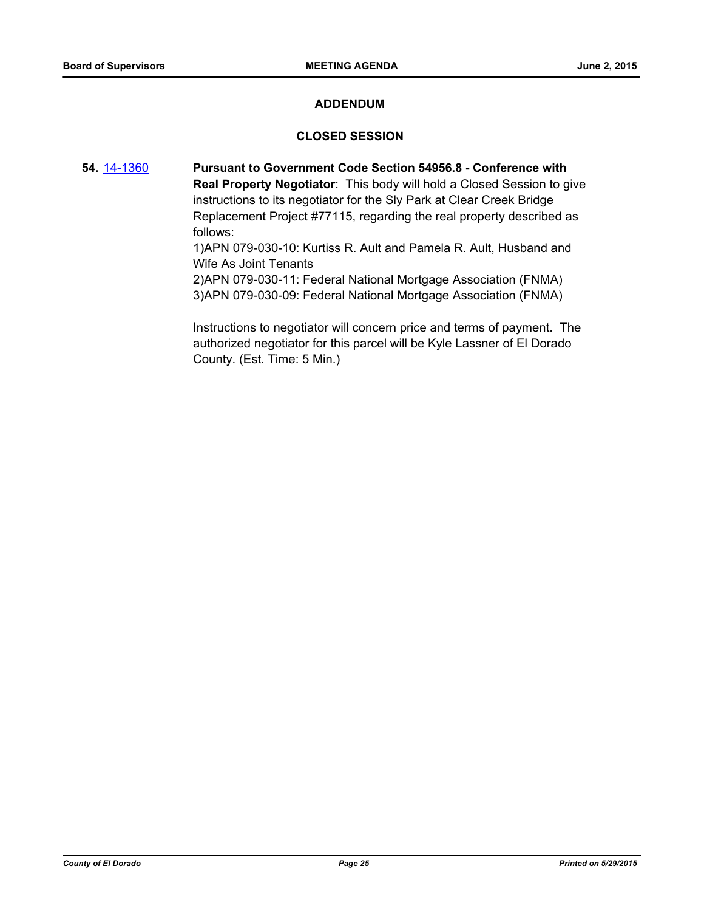## ADDENDUM

## CLOSED SESSION

**54.** 14-1360 **Pursuant to Government Code Section 54956.8 - Conference with Real Property Negotiator**: This body will hold a Closed Session to give instructions to its negotiator for the Sly Park at Clear Creek Bridge Replacement Project #77115, regarding the real property described as follows:

1)APN 079-030-10: Kurtiss R. Ault and Pamela R. Ault, Husband and Wife As Joint Tenants
2)APN 079-030-11: Federal National Mortgage Association (FNMA)
3)APN 079-030-09: Federal National Mortgage Association (FNMA)

Instructions to negotiator will concern price and terms of payment. The authorized negotiator for this parcel will be Kyle Lassner of El Dorado County. (Est. Time: 5 Min.)